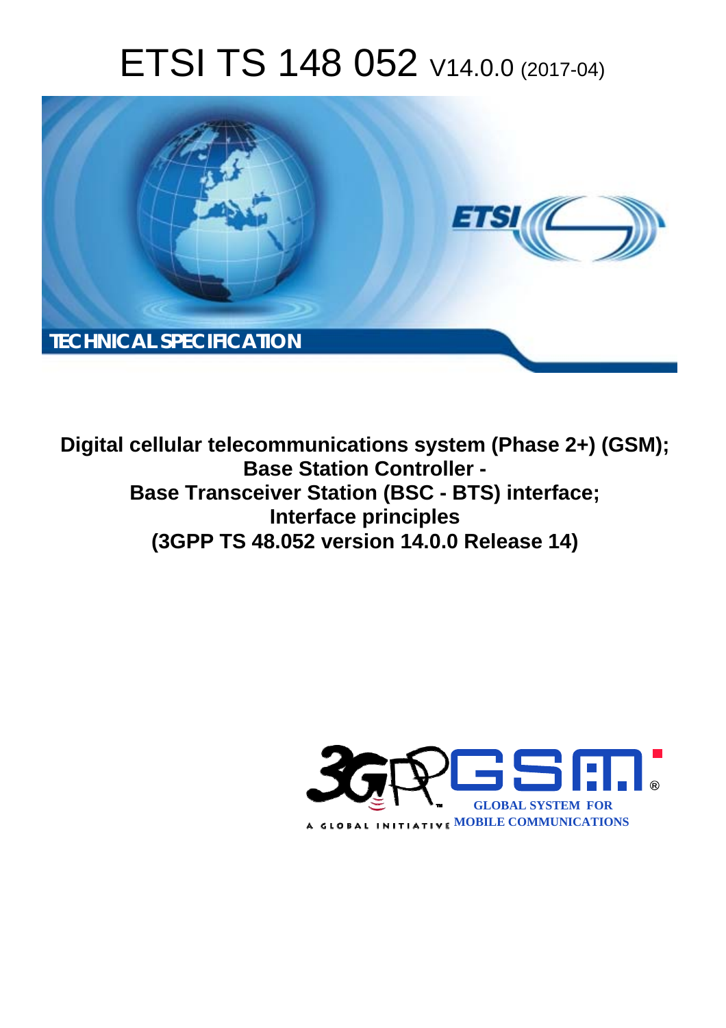# ETSI TS 148 052 V14.0.0 (2017-04)

TECHNICAL SPECIFICATION

**Digital cellular telecommunications system (Phase 2+) (GSM);**
**Base Station Controller -**
**Base Transceiver Station (BSC - BTS) interface;**
**Interface principles**
**(3GPP TS 48.052 version 14.0.0 Release 14)**

GLOBAL SYSTEM FOR MOBILE COMMUNICATIONS

A GLOBAL INITIATIVE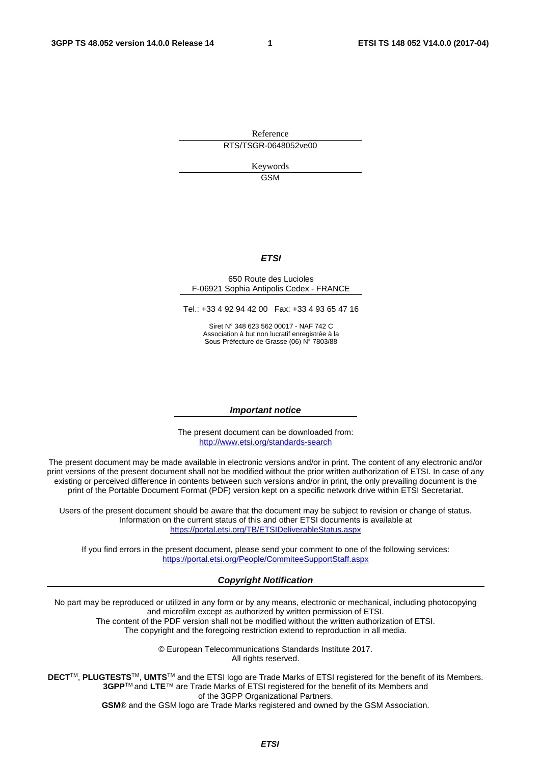Reference

RTS/TSGR-0648052ve00

Keywords

GSM

***ETSI***

650 Route des Lucioles
F-06921 Sophia Antipolis Cedex - FRANCE

Tel.: +33 4 92 94 42 00   Fax: +33 4 93 65 47 16

Siret N° 348 623 562 00017 - NAF 742 C
Association à but non lucratif enregistrée à la
Sous-Préfecture de Grasse (06) N° 7803/88

***Important notice***

The present document can be downloaded from:
http://www.etsi.org/standards-search

The present document may be made available in electronic versions and/or in print. The content of any electronic and/or print versions of the present document shall not be modified without the prior written authorization of ETSI. In case of any existing or perceived difference in contents between such versions and/or in print, the only prevailing document is the print of the Portable Document Format (PDF) version kept on a specific network drive within ETSI Secretariat.

Users of the present document should be aware that the document may be subject to revision or change of status. Information on the current status of this and other ETSI documents is available at https://portal.etsi.org/TB/ETSIDeliverableStatus.aspx

If you find errors in the present document, please send your comment to one of the following services: https://portal.etsi.org/People/CommiteeSupportStaff.aspx

***Copyright Notification***

No part may be reproduced or utilized in any form or by any means, electronic or mechanical, including photocopying and microfilm except as authorized by written permission of ETSI.
The content of the PDF version shall not be modified without the written authorization of ETSI.
The copyright and the foregoing restriction extend to reproduction in all media.

© European Telecommunications Standards Institute 2017.
All rights reserved.

**DECT**™, **PLUGTESTS**™, **UMTS**™ and the ETSI logo are Trade Marks of ETSI registered for the benefit of its Members.
**3GPP**™ and **LTE**™ are Trade Marks of ETSI registered for the benefit of its Members and of the 3GPP Organizational Partners.
**GSM**® and the GSM logo are Trade Marks registered and owned by the GSM Association.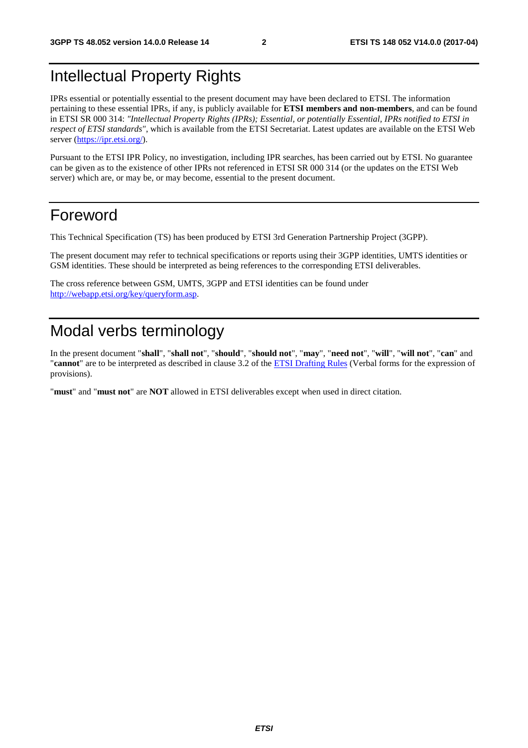# Intellectual Property Rights

IPRs essential or potentially essential to the present document may have been declared to ETSI. The information pertaining to these essential IPRs, if any, is publicly available for **ETSI members and non-members**, and can be found in ETSI SR 000 314: *"Intellectual Property Rights (IPRs); Essential, or potentially Essential, IPRs notified to ETSI in respect of ETSI standards"*, which is available from the ETSI Secretariat. Latest updates are available on the ETSI Web server (https://ipr.etsi.org/).

Pursuant to the ETSI IPR Policy, no investigation, including IPR searches, has been carried out by ETSI. No guarantee can be given as to the existence of other IPRs not referenced in ETSI SR 000 314 (or the updates on the ETSI Web server) which are, or may be, or may become, essential to the present document.

# Foreword

This Technical Specification (TS) has been produced by ETSI 3rd Generation Partnership Project (3GPP).

The present document may refer to technical specifications or reports using their 3GPP identities, UMTS identities or GSM identities. These should be interpreted as being references to the corresponding ETSI deliverables.

The cross reference between GSM, UMTS, 3GPP and ETSI identities can be found under http://webapp.etsi.org/key/queryform.asp.

# Modal verbs terminology

In the present document "**shall**", "**shall not**", "**should**", "**should not**", "**may**", "**need not**", "**will**", "**will not**", "**can**" and "**cannot**" are to be interpreted as described in clause 3.2 of the ETSI Drafting Rules (Verbal forms for the expression of provisions).

"**must**" and "**must not**" are **NOT** allowed in ETSI deliverables except when used in direct citation.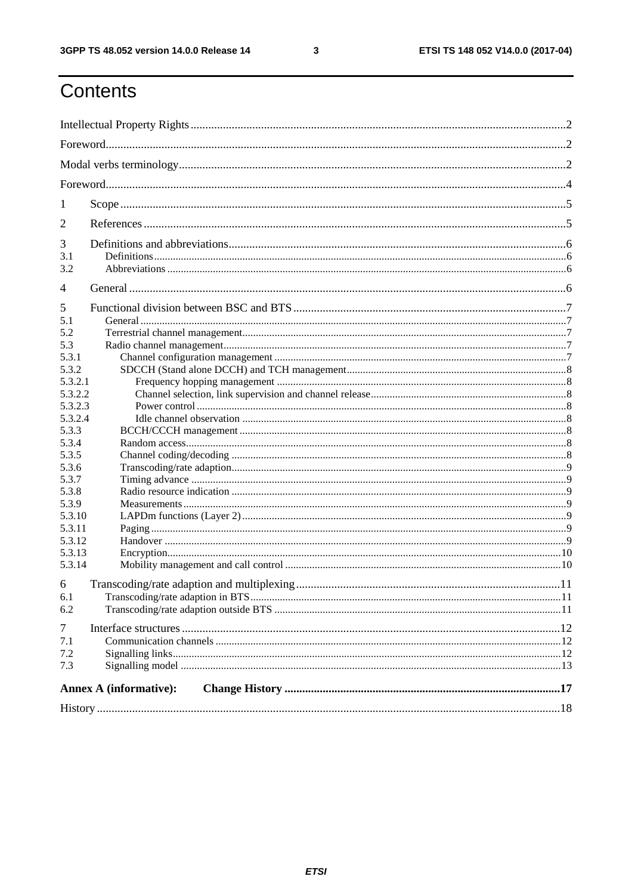# Contents

Intellectual Property Rights ..... 2
Foreword ..... 2
Modal verbs terminology ..... 2
Foreword ..... 4
1 Scope ..... 5
2 References ..... 5
3 Definitions and abbreviations ..... 6
3.1 Definitions ..... 6
3.2 Abbreviations ..... 6
4 General ..... 6
5 Functional division between BSC and BTS ..... 7
5.1 General ..... 7
5.2 Terrestrial channel management ..... 7
5.3 Radio channel management ..... 7
5.3.1 Channel configuration management ..... 7
5.3.2 SDCCH (Stand alone DCCH) and TCH management ..... 8
5.3.2.1 Frequency hopping management ..... 8
5.3.2.2 Channel selection, link supervision and channel release ..... 8
5.3.2.3 Power control ..... 8
5.3.2.4 Idle channel observation ..... 8
5.3.3 BCCH/CCCH management ..... 8
5.3.4 Random access ..... 8
5.3.5 Channel coding/decoding ..... 8
5.3.6 Transcoding/rate adaption ..... 9
5.3.7 Timing advance ..... 9
5.3.8 Radio resource indication ..... 9
5.3.9 Measurements ..... 9
5.3.10 LAPDm functions (Layer 2) ..... 9
5.3.11 Paging ..... 9
5.3.12 Handover ..... 9
5.3.13 Encryption ..... 10
5.3.14 Mobility management and call control ..... 10
6 Transcoding/rate adaption and multiplexing ..... 11
6.1 Transcoding/rate adaption in BTS ..... 11
6.2 Transcoding/rate adaption outside BTS ..... 11
7 Interface structures ..... 12
7.1 Communication channels ..... 12
7.2 Signalling links ..... 12
7.3 Signalling model ..... 13
**Annex A (informative): Change History ..... 17**
History ..... 18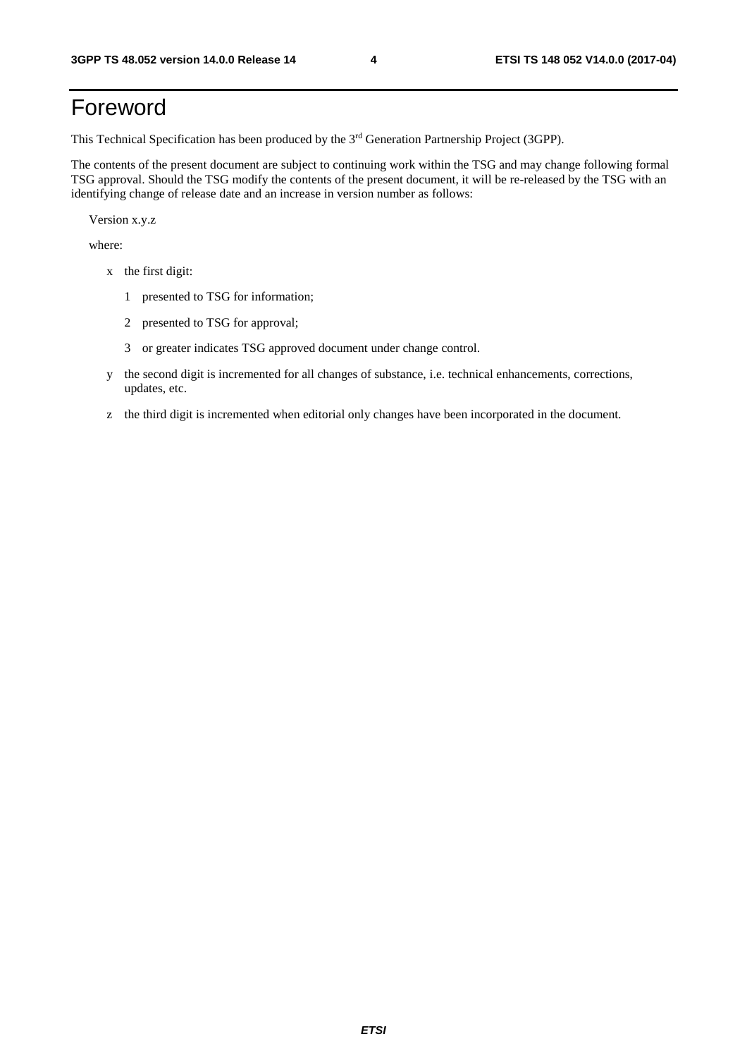# Foreword

This Technical Specification has been produced by the 3rd Generation Partnership Project (3GPP).

The contents of the present document are subject to continuing work within the TSG and may change following formal TSG approval. Should the TSG modify the contents of the present document, it will be re-released by the TSG with an identifying change of release date and an increase in version number as follows:

Version x.y.z

where:

- x the first digit:
  - 1 presented to TSG for information;
  - 2 presented to TSG for approval;
  - 3 or greater indicates TSG approved document under change control.
- y the second digit is incremented for all changes of substance, i.e. technical enhancements, corrections, updates, etc.
- z the third digit is incremented when editorial only changes have been incorporated in the document.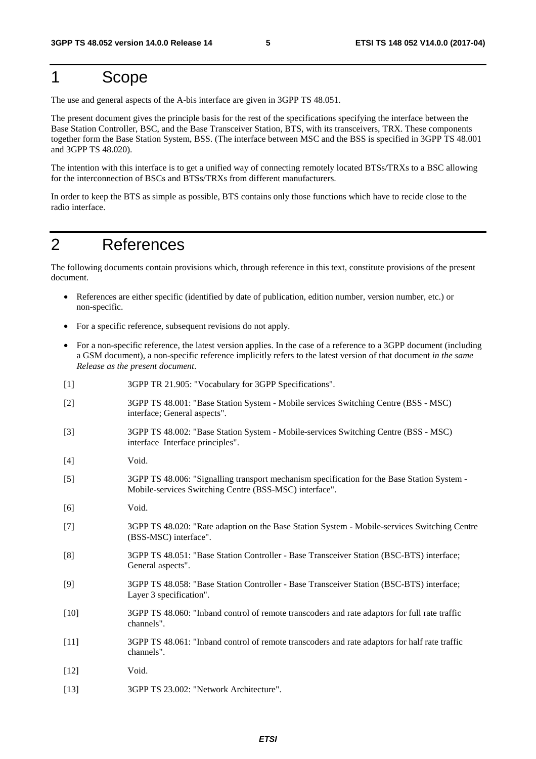# 1 Scope

The use and general aspects of the A-bis interface are given in 3GPP TS 48.051.

The present document gives the principle basis for the rest of the specifications specifying the interface between the Base Station Controller, BSC, and the Base Transceiver Station, BTS, with its transceivers, TRX. These components together form the Base Station System, BSS. (The interface between MSC and the BSS is specified in 3GPP TS 48.001 and 3GPP TS 48.020).

The intention with this interface is to get a unified way of connecting remotely located BTSs/TRXs to a BSC allowing for the interconnection of BSCs and BTSs/TRXs from different manufacturers.

In order to keep the BTS as simple as possible, BTS contains only those functions which have to recide close to the radio interface.

# 2 References

The following documents contain provisions which, through reference in this text, constitute provisions of the present document.

- References are either specific (identified by date of publication, edition number, version number, etc.) or non-specific.
- For a specific reference, subsequent revisions do not apply.
- For a non-specific reference, the latest version applies. In the case of a reference to a 3GPP document (including a GSM document), a non-specific reference implicitly refers to the latest version of that document *in the same Release as the present document*.

[1] 3GPP TR 21.905: "Vocabulary for 3GPP Specifications".

[2] 3GPP TS 48.001: "Base Station System - Mobile services Switching Centre (BSS - MSC) interface; General aspects".

[3] 3GPP TS 48.002: "Base Station System - Mobile-services Switching Centre (BSS - MSC) interface Interface principles".

[4] Void.

[5] 3GPP TS 48.006: "Signalling transport mechanism specification for the Base Station System - Mobile-services Switching Centre (BSS-MSC) interface".

[6] Void.

[7] 3GPP TS 48.020: "Rate adaption on the Base Station System - Mobile-services Switching Centre (BSS-MSC) interface".

[8] 3GPP TS 48.051: "Base Station Controller - Base Transceiver Station (BSC-BTS) interface; General aspects".

[9] 3GPP TS 48.058: "Base Station Controller - Base Transceiver Station (BSC-BTS) interface; Layer 3 specification".

[10] 3GPP TS 48.060: "Inband control of remote transcoders and rate adaptors for full rate traffic channels".

[11] 3GPP TS 48.061: "Inband control of remote transcoders and rate adaptors for half rate traffic channels".

[12] Void.

[13] 3GPP TS 23.002: "Network Architecture".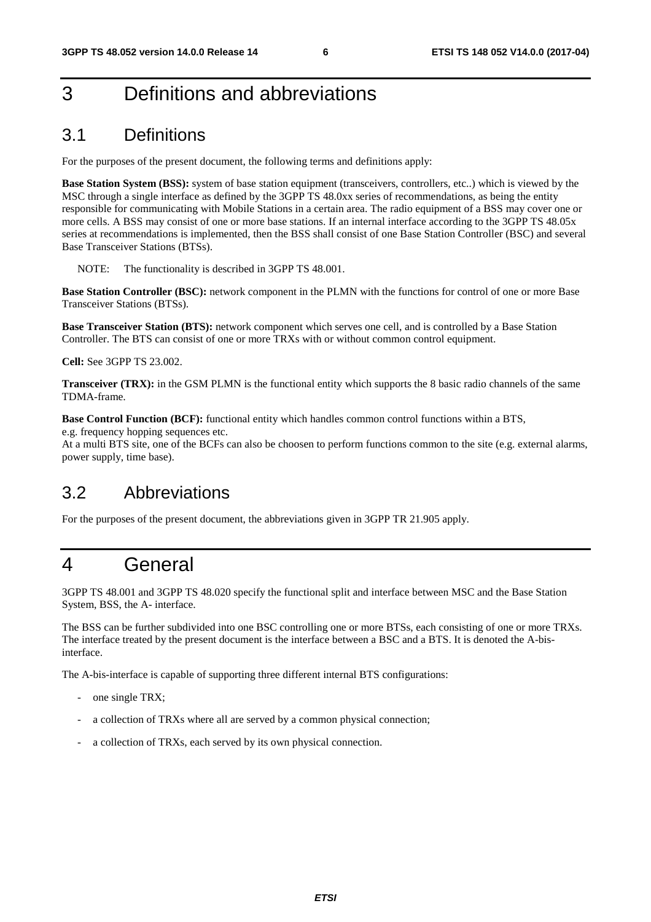# 3 Definitions and abbreviations

## 3.1 Definitions

For the purposes of the present document, the following terms and definitions apply:

**Base Station System (BSS):** system of base station equipment (transceivers, controllers, etc..) which is viewed by the MSC through a single interface as defined by the 3GPP TS 48.0xx series of recommendations, as being the entity responsible for communicating with Mobile Stations in a certain area. The radio equipment of a BSS may cover one or more cells. A BSS may consist of one or more base stations. If an internal interface according to the 3GPP TS 48.05x series at recommendations is implemented, then the BSS shall consist of one Base Station Controller (BSC) and several Base Transceiver Stations (BTSs).

NOTE: The functionality is described in 3GPP TS 48.001.

**Base Station Controller (BSC):** network component in the PLMN with the functions for control of one or more Base Transceiver Stations (BTSs).

**Base Transceiver Station (BTS):** network component which serves one cell, and is controlled by a Base Station Controller. The BTS can consist of one or more TRXs with or without common control equipment.

**Cell:** See 3GPP TS 23.002.

**Transceiver (TRX):** in the GSM PLMN is the functional entity which supports the 8 basic radio channels of the same TDMA-frame.

**Base Control Function (BCF):** functional entity which handles common control functions within a BTS, e.g. frequency hopping sequences etc.
At a multi BTS site, one of the BCFs can also be choosen to perform functions common to the site (e.g. external alarms, power supply, time base).

## 3.2 Abbreviations

For the purposes of the present document, the abbreviations given in 3GPP TR 21.905 apply.

# 4 General

3GPP TS 48.001 and 3GPP TS 48.020 specify the functional split and interface between MSC and the Base Station System, BSS, the A- interface.

The BSS can be further subdivided into one BSC controlling one or more BTSs, each consisting of one or more TRXs. The interface treated by the present document is the interface between a BSC and a BTS. It is denoted the A-bis-interface.

The A-bis-interface is capable of supporting three different internal BTS configurations:

- one single TRX;
- a collection of TRXs where all are served by a common physical connection;
- a collection of TRXs, each served by its own physical connection.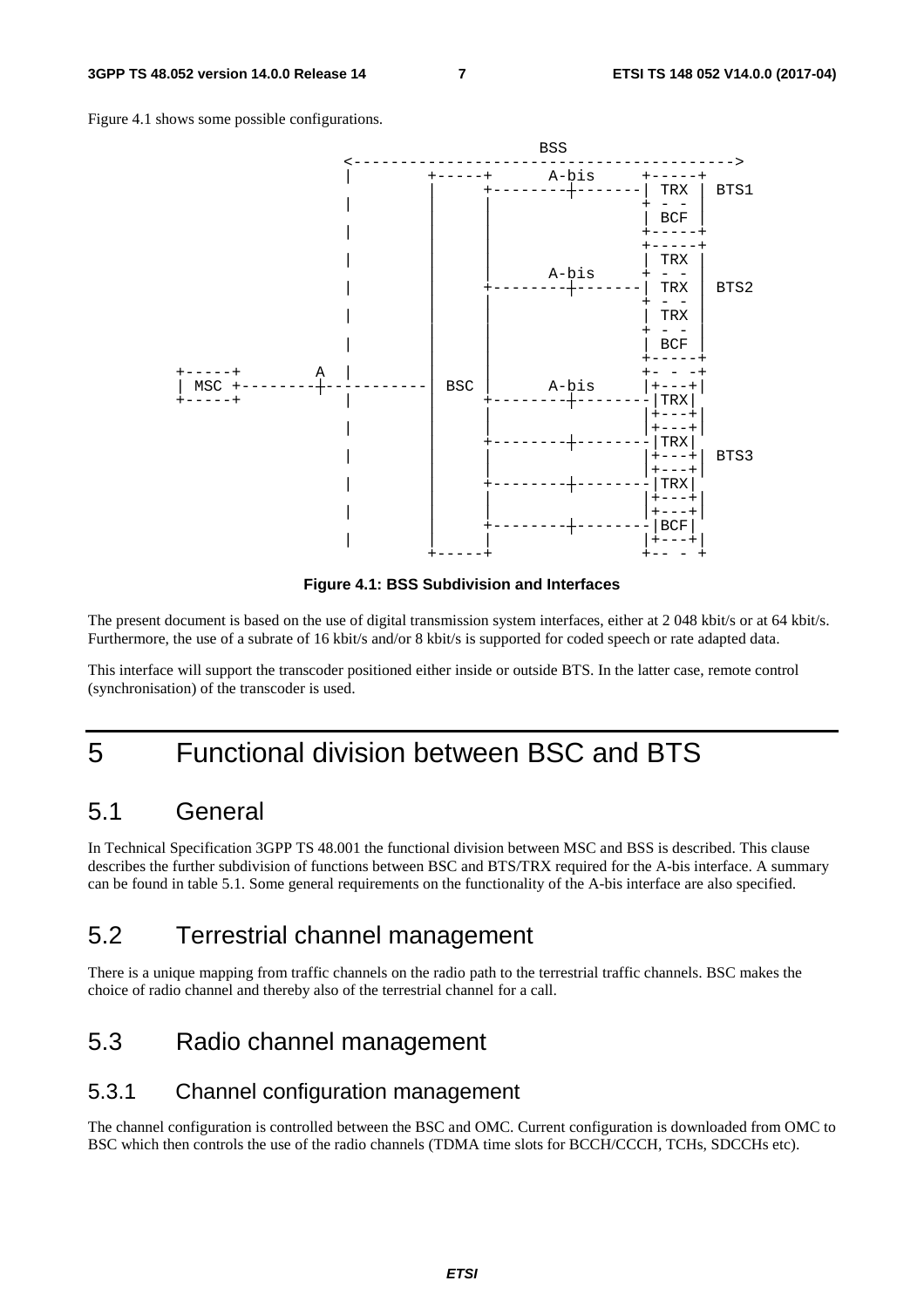Figure 4.1 shows some possible configurations.

```
                                           BSS
                     <---------------------------------------->
                     |        +-----+      A-bis     +-----+
                     |        |     +--------+-------| TRX |  BTS1
                     |        |     |                + - - |
                     |        |     |                | BCF |
                     |        |     |                +-----+
                     |        |     |                +-----+
                     |        |     |                | TRX |
                     |        |     |      A-bis     + - - |
                     |        |     +--------+-------| TRX |  BTS2
                     |        |     |                + - - |
                     |        |     |                | TRX |
                     |        |     |                + - - |
                     |        |     |                | BCF |
                     |        |     |                +-----+
+-----+         A    |        |     |                +- - -+
| MSC +---------+-----------  BSC   |      A-bis     |+---+|
+-----+              |        |     +--------+--------|TRX|
                     |        |     |                |+---+|
                     |        |     |                |+---+|
                     |        |     +--------+--------|TRX|
                     |        |     |                |+---+|  BTS3
                     |        |     |                |+---+|
                     |        |     +--------+--------|TRX|
                     |        |     |                |+---+|
                     |        |     |                |+---+|
                     |        |     +--------+--------|BCF|
                     |        |     |                |+---+|
                              +-----+                +-- - +
```

**Figure 4.1: BSS Subdivision and Interfaces**

The present document is based on the use of digital transmission system interfaces, either at 2 048 kbit/s or at 64 kbit/s. Furthermore, the use of a subrate of 16 kbit/s and/or 8 kbit/s is supported for coded speech or rate adapted data.

This interface will support the transcoder positioned either inside or outside BTS. In the latter case, remote control (synchronisation) of the transcoder is used.

# 5 Functional division between BSC and BTS

## 5.1 General

In Technical Specification 3GPP TS 48.001 the functional division between MSC and BSS is described. This clause describes the further subdivision of functions between BSC and BTS/TRX required for the A-bis interface. A summary can be found in table 5.1. Some general requirements on the functionality of the A-bis interface are also specified.

## 5.2 Terrestrial channel management

There is a unique mapping from traffic channels on the radio path to the terrestrial traffic channels. BSC makes the choice of radio channel and thereby also of the terrestrial channel for a call.

## 5.3 Radio channel management

### 5.3.1 Channel configuration management

The channel configuration is controlled between the BSC and OMC. Current configuration is downloaded from OMC to BSC which then controls the use of the radio channels (TDMA time slots for BCCH/CCCH, TCHs, SDCCHs etc).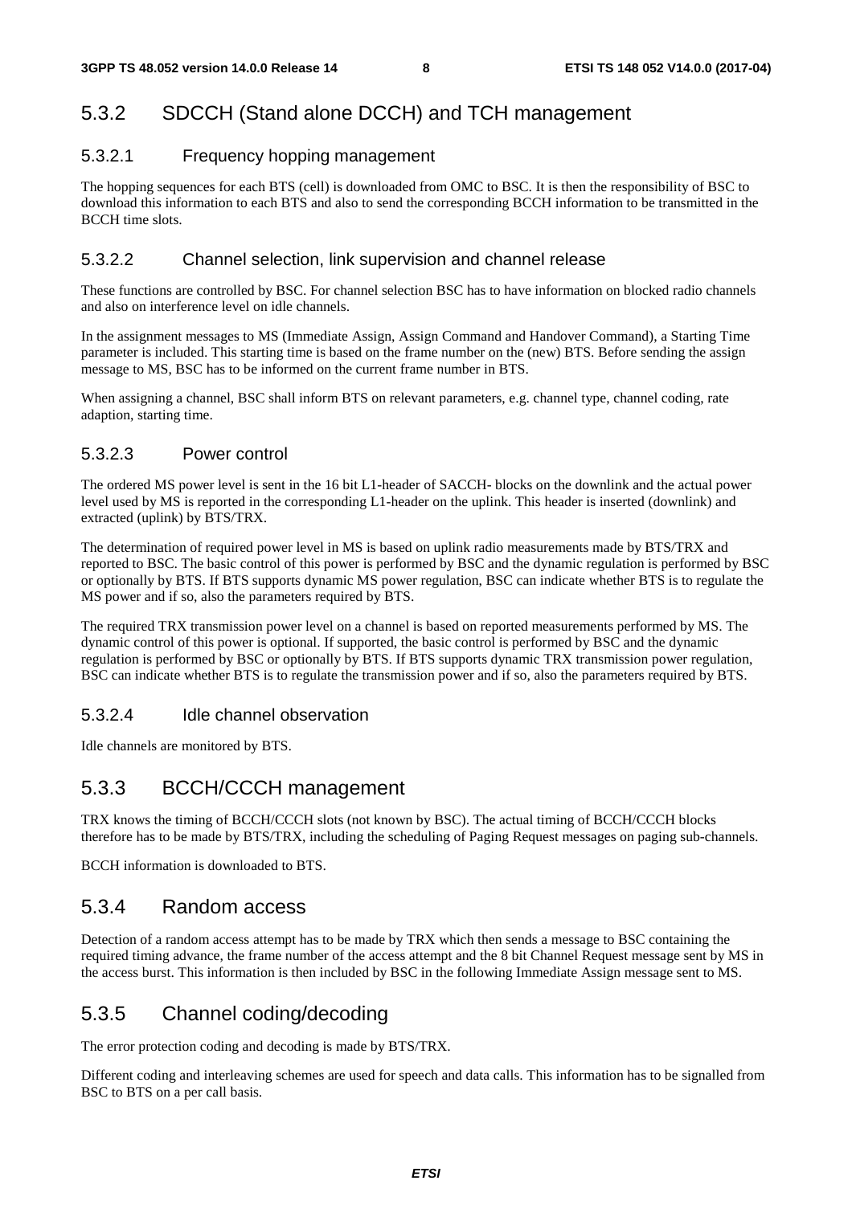### 5.3.2 SDCCH (Stand alone DCCH) and TCH management

#### 5.3.2.1 Frequency hopping management

The hopping sequences for each BTS (cell) is downloaded from OMC to BSC. It is then the responsibility of BSC to download this information to each BTS and also to send the corresponding BCCH information to be transmitted in the BCCH time slots.

#### 5.3.2.2 Channel selection, link supervision and channel release

These functions are controlled by BSC. For channel selection BSC has to have information on blocked radio channels and also on interference level on idle channels.

In the assignment messages to MS (Immediate Assign, Assign Command and Handover Command), a Starting Time parameter is included. This starting time is based on the frame number on the (new) BTS. Before sending the assign message to MS, BSC has to be informed on the current frame number in BTS.

When assigning a channel, BSC shall inform BTS on relevant parameters, e.g. channel type, channel coding, rate adaption, starting time.

#### 5.3.2.3 Power control

The ordered MS power level is sent in the 16 bit L1-header of SACCH- blocks on the downlink and the actual power level used by MS is reported in the corresponding L1-header on the uplink. This header is inserted (downlink) and extracted (uplink) by BTS/TRX.

The determination of required power level in MS is based on uplink radio measurements made by BTS/TRX and reported to BSC. The basic control of this power is performed by BSC and the dynamic regulation is performed by BSC or optionally by BTS. If BTS supports dynamic MS power regulation, BSC can indicate whether BTS is to regulate the MS power and if so, also the parameters required by BTS.

The required TRX transmission power level on a channel is based on reported measurements performed by MS. The dynamic control of this power is optional. If supported, the basic control is performed by BSC and the dynamic regulation is performed by BSC or optionally by BTS. If BTS supports dynamic TRX transmission power regulation, BSC can indicate whether BTS is to regulate the transmission power and if so, also the parameters required by BTS.

#### 5.3.2.4 Idle channel observation

Idle channels are monitored by BTS.

### 5.3.3 BCCH/CCCH management

TRX knows the timing of BCCH/CCCH slots (not known by BSC). The actual timing of BCCH/CCCH blocks therefore has to be made by BTS/TRX, including the scheduling of Paging Request messages on paging sub-channels.

BCCH information is downloaded to BTS.

### 5.3.4 Random access

Detection of a random access attempt has to be made by TRX which then sends a message to BSC containing the required timing advance, the frame number of the access attempt and the 8 bit Channel Request message sent by MS in the access burst. This information is then included by BSC in the following Immediate Assign message sent to MS.

### 5.3.5 Channel coding/decoding

The error protection coding and decoding is made by BTS/TRX.

Different coding and interleaving schemes are used for speech and data calls. This information has to be signalled from BSC to BTS on a per call basis.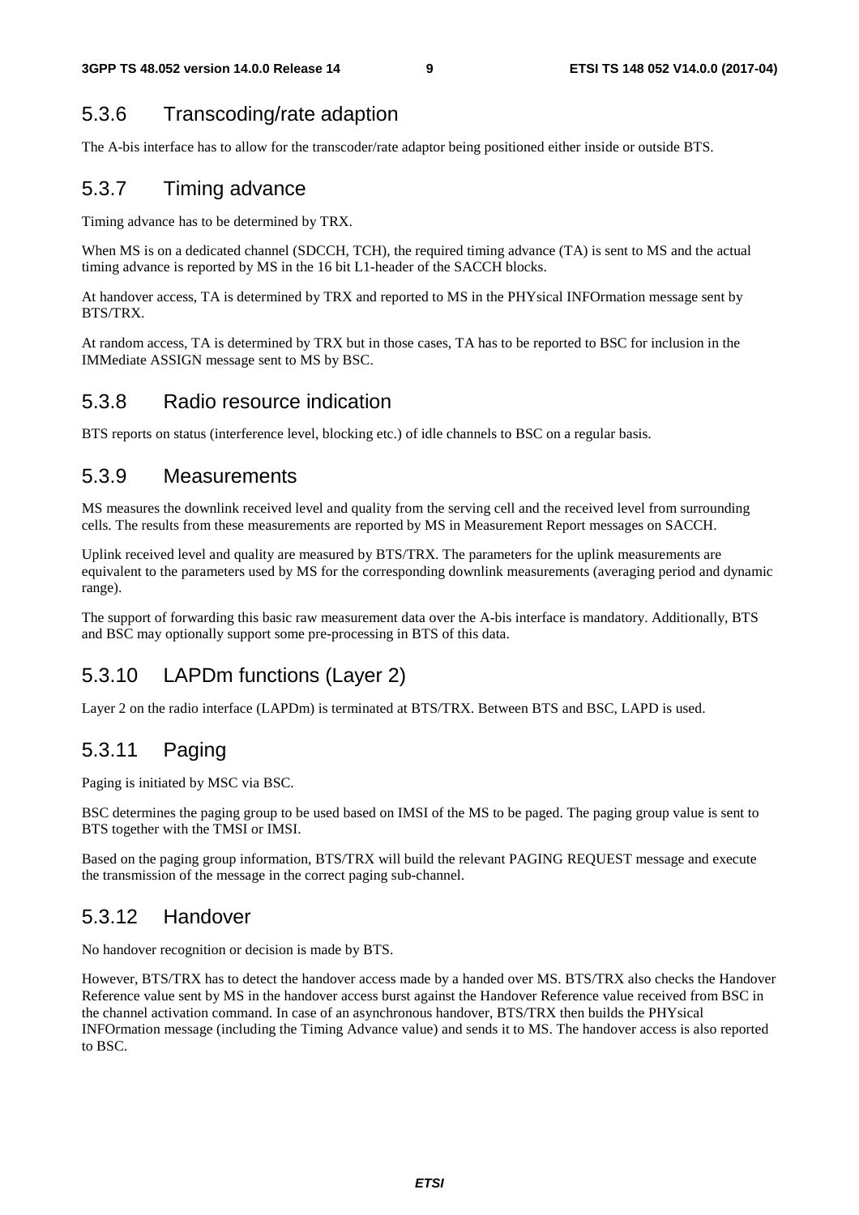### 5.3.6 Transcoding/rate adaption

The A-bis interface has to allow for the transcoder/rate adaptor being positioned either inside or outside BTS.

### 5.3.7 Timing advance

Timing advance has to be determined by TRX.

When MS is on a dedicated channel (SDCCH, TCH), the required timing advance (TA) is sent to MS and the actual timing advance is reported by MS in the 16 bit L1-header of the SACCH blocks.

At handover access, TA is determined by TRX and reported to MS in the PHYsical INFOrmation message sent by BTS/TRX.

At random access, TA is determined by TRX but in those cases, TA has to be reported to BSC for inclusion in the IMMediate ASSIGN message sent to MS by BSC.

### 5.3.8 Radio resource indication

BTS reports on status (interference level, blocking etc.) of idle channels to BSC on a regular basis.

### 5.3.9 Measurements

MS measures the downlink received level and quality from the serving cell and the received level from surrounding cells. The results from these measurements are reported by MS in Measurement Report messages on SACCH.

Uplink received level and quality are measured by BTS/TRX. The parameters for the uplink measurements are equivalent to the parameters used by MS for the corresponding downlink measurements (averaging period and dynamic range).

The support of forwarding this basic raw measurement data over the A-bis interface is mandatory. Additionally, BTS and BSC may optionally support some pre-processing in BTS of this data.

### 5.3.10 LAPDm functions (Layer 2)

Layer 2 on the radio interface (LAPDm) is terminated at BTS/TRX. Between BTS and BSC, LAPD is used.

### 5.3.11 Paging

Paging is initiated by MSC via BSC.

BSC determines the paging group to be used based on IMSI of the MS to be paged. The paging group value is sent to BTS together with the TMSI or IMSI.

Based on the paging group information, BTS/TRX will build the relevant PAGING REQUEST message and execute the transmission of the message in the correct paging sub-channel.

### 5.3.12 Handover

No handover recognition or decision is made by BTS.

However, BTS/TRX has to detect the handover access made by a handed over MS. BTS/TRX also checks the Handover Reference value sent by MS in the handover access burst against the Handover Reference value received from BSC in the channel activation command. In case of an asynchronous handover, BTS/TRX then builds the PHYsical INFOrmation message (including the Timing Advance value) and sends it to MS. The handover access is also reported to BSC.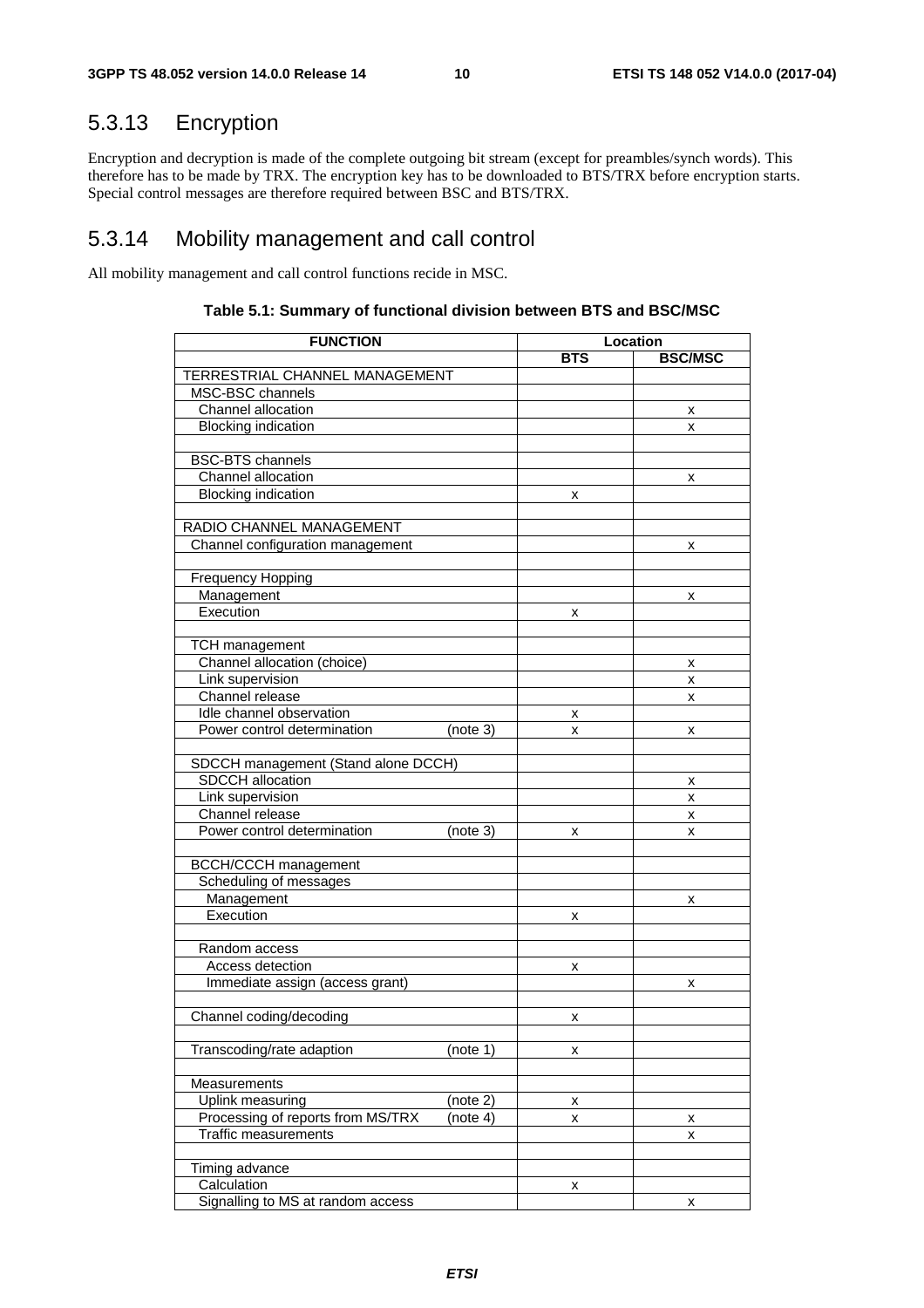## 5.3.13 Encryption

Encryption and decryption is made of the complete outgoing bit stream (except for preambles/synch words). This therefore has to be made by TRX. The encryption key has to be downloaded to BTS/TRX before encryption starts. Special control messages are therefore required between BSC and BTS/TRX.

## 5.3.14 Mobility management and call control

All mobility management and call control functions recide in MSC.

**Table 5.1: Summary of functional division between BTS and BSC/MSC**

| FUNCTION | | Location | |
|---|---|---|---|
| | | BTS | BSC/MSC |
| TERRESTRIAL CHANNEL MANAGEMENT | | | |
| MSC-BSC channels | | | |
| Channel allocation | | | x |
| Blocking indication | | | x |
| | | | |
| BSC-BTS channels | | | |
| Channel allocation | | | x |
| Blocking indication | | x | |
| | | | |
| RADIO CHANNEL MANAGEMENT | | | |
| Channel configuration management | | | x |
| | | | |
| Frequency Hopping | | | |
| Management | | | x |
| Execution | | x | |
| | | | |
| TCH management | | | |
| Channel allocation (choice) | | | x |
| Link supervision | | | x |
| Channel release | | | x |
| Idle channel observation | | x | |
| Power control determination | (note 3) | x | x |
| | | | |
| SDCCH management (Stand alone DCCH) | | | |
| SDCCH allocation | | | x |
| Link supervision | | | x |
| Channel release | | | x |
| Power control determination | (note 3) | x | x |
| | | | |
| BCCH/CCCH management | | | |
| Scheduling of messages | | | |
| Management | | | x |
| Execution | | x | |
| | | | |
| Random access | | | |
| Access detection | | x | |
| Immediate assign (access grant) | | | x |
| | | | |
| Channel coding/decoding | | x | |
| | | | |
| Transcoding/rate adaption | (note 1) | x | |
| | | | |
| Measurements | | | |
| Uplink measuring | (note 2) | x | |
| Processing of reports from MS/TRX | (note 4) | x | x |
| Traffic measurements | | | x |
| | | | |
| Timing advance | | | |
| Calculation | | x | |
| Signalling to MS at random access | | | x |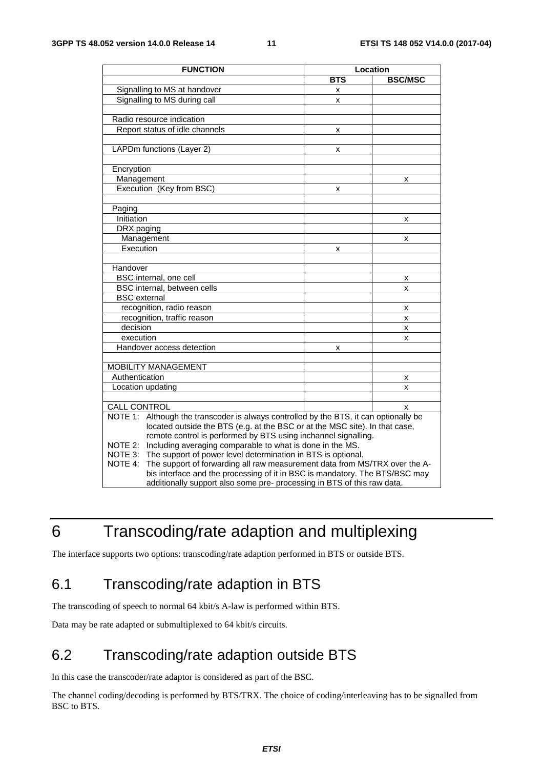| FUNCTION | Location | |
|---|---|---|
| | BTS | BSC/MSC |
| Signalling to MS at handover | x | |
| Signalling to MS during call | x | |
| | | |
| Radio resource indication | | |
| Report status of idle channels | x | |
| | | |
| LAPDm functions (Layer 2) | x | |
| | | |
| Encryption | | |
| Management | | x |
| Execution (Key from BSC) | x | |
| | | |
| Paging | | |
| Initiation | | x |
| DRX paging | | |
| Management | | x |
| Execution | x | |
| | | |
| Handover | | |
| BSC internal, one cell | | x |
| BSC internal, between cells | | x |
| BSC external | | |
| recognition, radio reason | | x |
| recognition, traffic reason | | x |
| decision | | x |
| execution | | x |
| Handover access detection | x | |
| | | |
| MOBILITY MANAGEMENT | | |
| Authentication | | x |
| Location updating | | x |
| | | |
| CALL CONTROL | | x |

NOTE 1: Although the transcoder is always controlled by the BTS, it can optionally be located outside the BTS (e.g. at the BSC or at the MSC site). In that case, remote control is performed by BTS using inchannel signalling.

NOTE 2: Including averaging comparable to what is done in the MS.

NOTE 3: The support of power level determination in BTS is optional.

NOTE 4: The support of forwarding all raw measurement data from MS/TRX over the A-bis interface and the processing of it in BSC is mandatory. The BTS/BSC may additionally support also some pre- processing in BTS of this raw data.

# 6 Transcoding/rate adaption and multiplexing

The interface supports two options: transcoding/rate adaption performed in BTS or outside BTS.

## 6.1 Transcoding/rate adaption in BTS

The transcoding of speech to normal 64 kbit/s A-law is performed within BTS.

Data may be rate adapted or submultiplexed to 64 kbit/s circuits.

## 6.2 Transcoding/rate adaption outside BTS

In this case the transcoder/rate adaptor is considered as part of the BSC.

The channel coding/decoding is performed by BTS/TRX. The choice of coding/interleaving has to be signalled from BSC to BTS.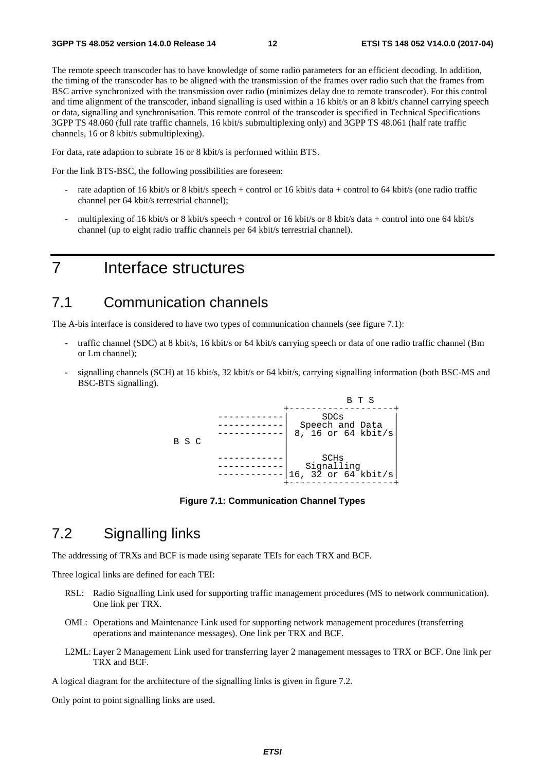The remote speech transcoder has to have knowledge of some radio parameters for an efficient decoding. In addition, the timing of the transcoder has to be aligned with the transmission of the frames over radio such that the frames from BSC arrive synchronized with the transmission over radio (minimizes delay due to remote transcoder). For this control and time alignment of the transcoder, inband signalling is used within a 16 kbit/s or an 8 kbit/s channel carrying speech or data, signalling and synchronisation. This remote control of the transcoder is specified in Technical Specifications 3GPP TS 48.060 (full rate traffic channels, 16 kbit/s submultiplexing only) and 3GPP TS 48.061 (half rate traffic channels, 16 or 8 kbit/s submultiplexing).

For data, rate adaption to subrate 16 or 8 kbit/s is performed within BTS.

For the link BTS-BSC, the following possibilities are foreseen:

- rate adaption of 16 kbit/s or 8 kbit/s speech + control or 16 kbit/s data + control to 64 kbit/s (one radio traffic channel per 64 kbit/s terrestrial channel);
- multiplexing of 16 kbit/s or 8 kbit/s speech + control or 16 kbit/s or 8 kbit/s data + control into one 64 kbit/s channel (up to eight radio traffic channels per 64 kbit/s terrestrial channel).

# 7 Interface structures

## 7.1 Communication channels

The A-bis interface is considered to have two types of communication channels (see figure 7.1):

- traffic channel (SDC) at 8 kbit/s, 16 kbit/s or 64 kbit/s carrying speech or data of one radio traffic channel (Bm or Lm channel);
- signalling channels (SCH) at 16 kbit/s, 32 kbit/s or 64 kbit/s, carrying signalling information (both BSC-MS and BSC-BTS signalling).

```
                                   B T S
                          +-------------------+
             ------------|       SDCs        |
             ------------|  Speech and Data  |
             ------------|  8, 16 or 64 kbit/s|
B S C                     |                   |
                          |                   |
             ------------|       SCHs        |
             ------------|    Signalling     |
             ------------|16, 32 or 64 kbit/s|
                          +-------------------+
```

**Figure 7.1: Communication Channel Types**

## 7.2 Signalling links

The addressing of TRXs and BCF is made using separate TEIs for each TRX and BCF.

Three logical links are defined for each TEI:

- RSL: Radio Signalling Link used for supporting traffic management procedures (MS to network communication). One link per TRX.
- OML: Operations and Maintenance Link used for supporting network management procedures (transferring operations and maintenance messages). One link per TRX and BCF.
- L2ML: Layer 2 Management Link used for transferring layer 2 management messages to TRX or BCF. One link per TRX and BCF.

A logical diagram for the architecture of the signalling links is given in figure 7.2.

Only point to point signalling links are used.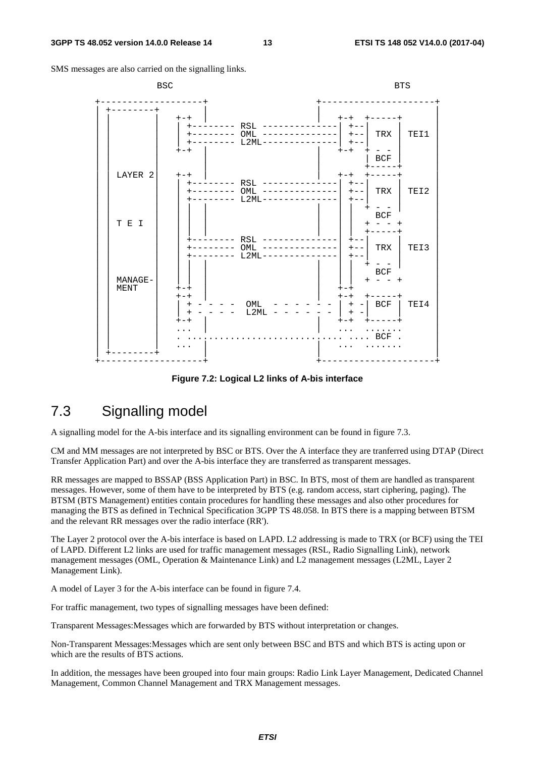SMS messages are also carried on the signalling links.

```
              BSC                                                     BTS

     +-------------------+                    +---------------------+
     | +--------+        |                    |                     |
     | |        |  +-+   |                    |  +-+  +-----+       |
     | |        |  | +-------- RSL --------------| +--|     |       |
     | |        |  | +-------- OML --------------| +--| TRX | TEI1  |
     | |        |  | +-------- L2ML--------------| +--|     |       |
     | |        |  +-+   |                    |  +-+  + - -         |
     | |        |        |                    |       | BCF |       |
     | |        |        |                    |       +-----+       |
     | | LAYER 2|  +-+   |                    |  +-+  +-----+       |
     | |        |  | +-------- RSL --------------| +--|     |       |
     | |        |  | +-------- OML --------------|  +--| TRX | TEI2  |
     | |        |  | +-------- L2ML--------------|  +--|     |       |
     | |        |  | |   |                    | |   + - -         |
     | |        |  | |   |                    | |     BCF         |
     | | T E I  |  | |   |                    | |   + - - +       |
     | |        |  | |   |                    | |   +-----+       |
     | |        |  | +-------- RSL --------------|  +--|     |       |
     | |        |  | +-------- OML --------------|  +--| TRX | TEI3  |
     | |        |  | +-------- L2ML--------------|  +--|     |       |
     | |        |  | |   |                    | |   + - -         |
     | |        |  | |   |                    | |     BCF         |
     | | MANAGE-|  | |   |                    | |   + - - +       |
     | | MENT   |  +-+   |                    |  +-+                |
     | |        |  +-+   |                    |  +-+  +-----+       |
     | |        |  | + - - - -  OML  - - - - - - | + -| BCF | TEI4  |
     | |        |  | + - - - -  L2ML - - - - - - | + -|     |       |
     | |        |  +-+   |                    |  +-+  +-----+       |
     | |        |  ...   |                    |  ...  .......       |
     | |        |  . ............................ .... BCF .         |
     | |        |  ...   |                    |  ...  .......       |
     | +--------+        |                    |                     |
     +-------------------+                    +---------------------+
```

**Figure 7.2: Logical L2 links of A-bis interface**

## 7.3 Signalling model

A signalling model for the A-bis interface and its signalling environment can be found in figure 7.3.

CM and MM messages are not interpreted by BSC or BTS. Over the A interface they are tranferred using DTAP (Direct Transfer Application Part) and over the A-bis interface they are transferred as transparent messages.

RR messages are mapped to BSSAP (BSS Application Part) in BSC. In BTS, most of them are handled as transparent messages. However, some of them have to be interpreted by BTS (e.g. random access, start ciphering, paging). The BTSM (BTS Management) entities contain procedures for handling these messages and also other procedures for managing the BTS as defined in Technical Specification 3GPP TS 48.058. In BTS there is a mapping between BTSM and the relevant RR messages over the radio interface (RR').

The Layer 2 protocol over the A-bis interface is based on LAPD. L2 addressing is made to TRX (or BCF) using the TEI of LAPD. Different L2 links are used for traffic management messages (RSL, Radio Signalling Link), network management messages (OML, Operation & Maintenance Link) and L2 management messages (L2ML, Layer 2 Management Link).

A model of Layer 3 for the A-bis interface can be found in figure 7.4.

For traffic management, two types of signalling messages have been defined:

Transparent Messages:Messages which are forwarded by BTS without interpretation or changes.

Non-Transparent Messages:Messages which are sent only between BSC and BTS and which BTS is acting upon or which are the results of BTS actions.

In addition, the messages have been grouped into four main groups: Radio Link Layer Management, Dedicated Channel Management, Common Channel Management and TRX Management messages.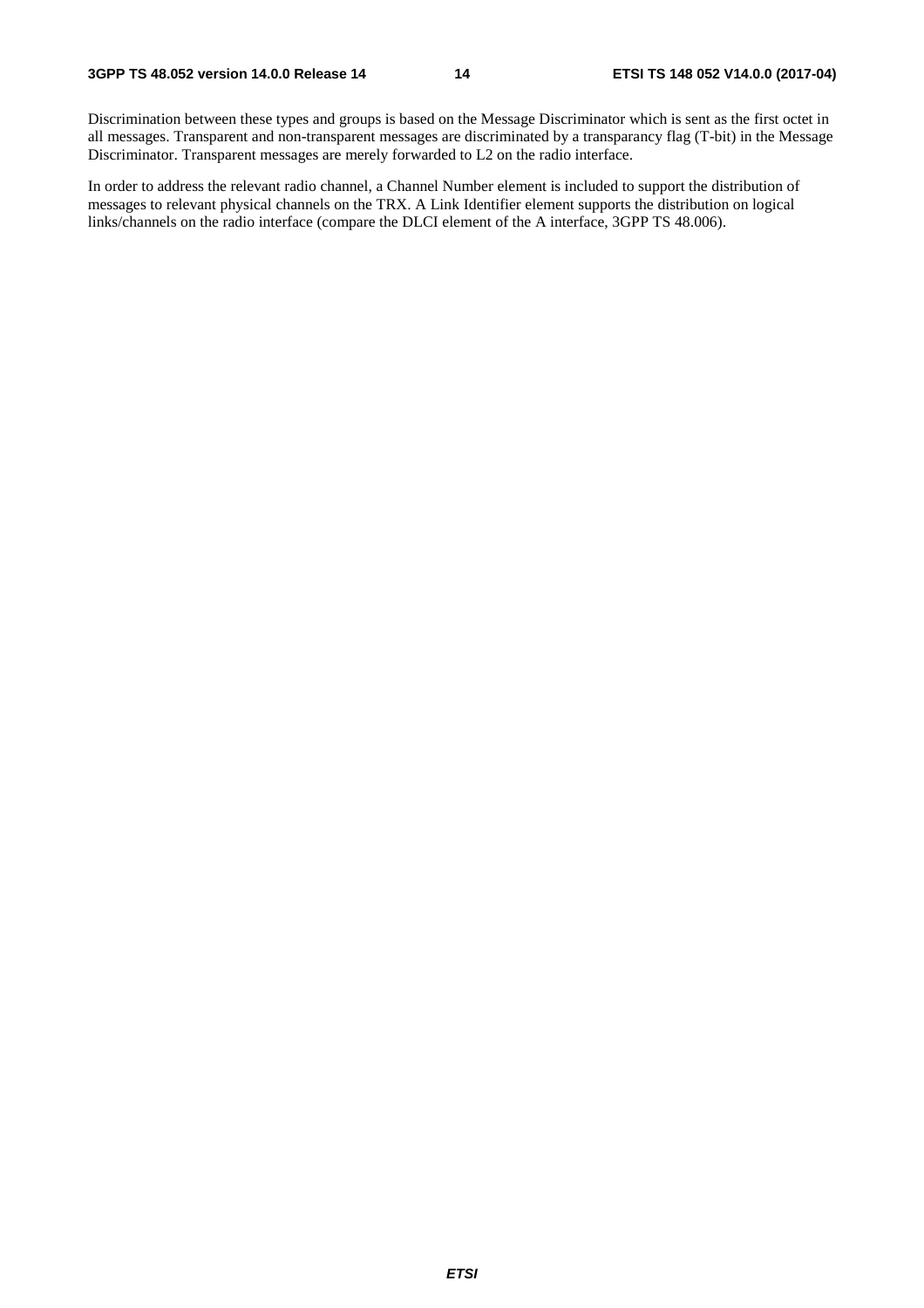Discrimination between these types and groups is based on the Message Discriminator which is sent as the first octet in all messages. Transparent and non-transparent messages are discriminated by a transparancy flag (T-bit) in the Message Discriminator. Transparent messages are merely forwarded to L2 on the radio interface.

In order to address the relevant radio channel, a Channel Number element is included to support the distribution of messages to relevant physical channels on the TRX. A Link Identifier element supports the distribution on logical links/channels on the radio interface (compare the DLCI element of the A interface, 3GPP TS 48.006).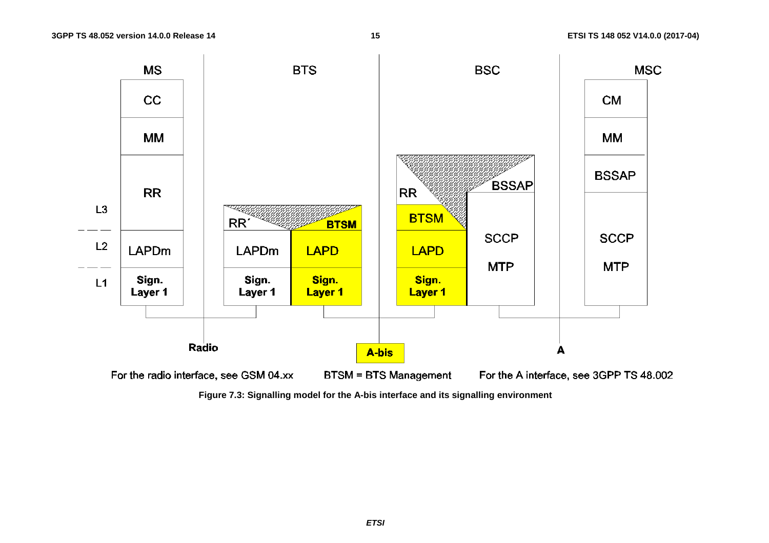| | MS | BTS | | BSC | | MSC |
|---|---|---|---|---|---|---|
| L3 | CC | | | | | CM |
| | MM | | | | | MM |
| | RR | RR´ | BTSM | RR / BTSM | BSSAP | BSSAP |
| L2 | LAPDm | LAPDm | LAPD | LAPD | SCCP | SCCP |
| L1 | Sign. Layer 1 | Sign. Layer 1 | Sign. Layer 1 | Sign. Layer 1 | MTP | MTP |

Radio | A-bis | A

For the radio interface, see GSM 04.xx

BTSM = BTS Management

For the A interface, see 3GPP TS 48.002

**Figure 7.3: Signalling model for the A-bis interface and its signalling environment**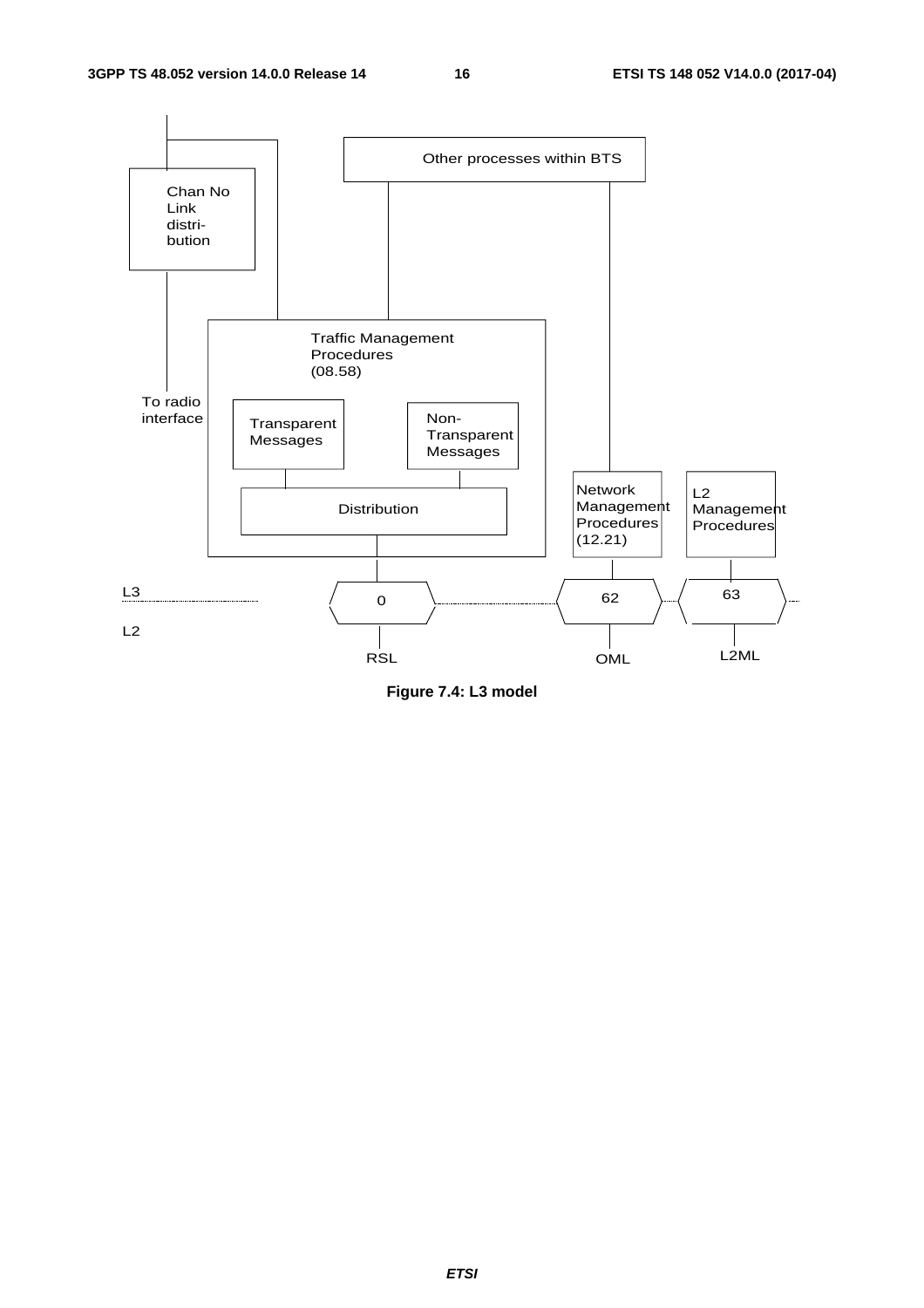Other processes within BTS

Chan No Link distri- bution

Traffic Management Procedures (08.58)

To radio interface

Transparent Messages

Non- Transparent Messages

Distribution

Network Management Procedures (12.21)

L2 Management Procedures

L3

L2

0

62

63

RSL

OML

L2ML

**Figure 7.4: L3 model**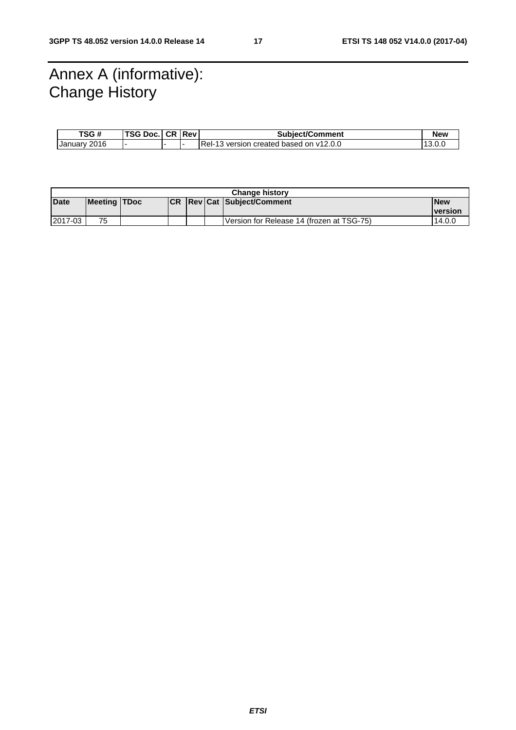# Annex A (informative): Change History

| TSG # | TSG Doc. | CR | Rev | Subject/Comment | New |
|---|---|---|---|---|---|
| January 2016 | - | - | - | Rel-13 version created based on v12.0.0 | 13.0.0 |

| Change history | | | | | | | |
|---|---|---|---|---|---|---|---|
| **Date** | **Meeting** | **TDoc** | **CR** | **Rev** | **Cat** | **Subject/Comment** | **New version** |
| 2017-03 | 75 | | | | | Version for Release 14 (frozen at TSG-75) | 14.0.0 |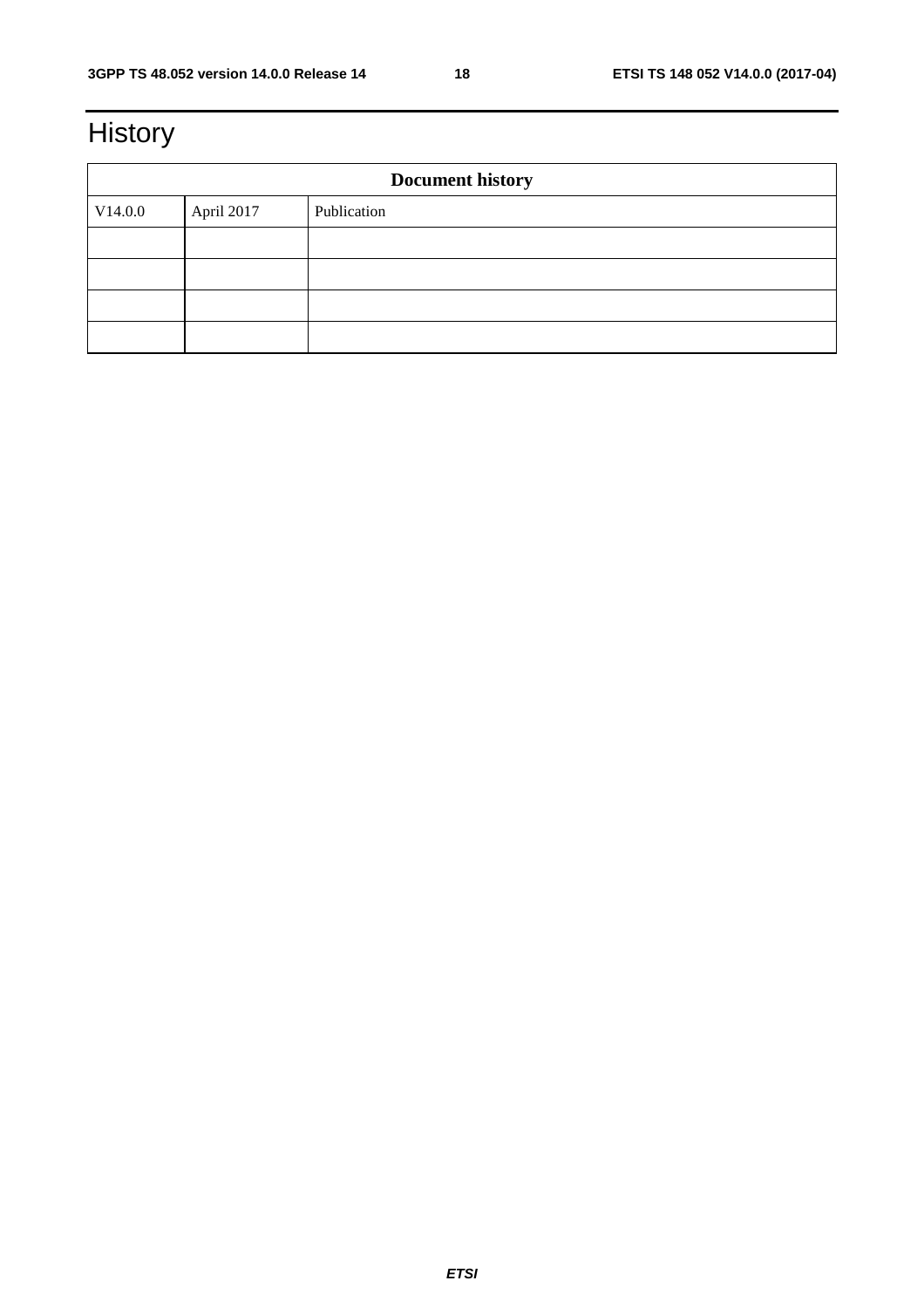# History

| Document history | | |
|---|---|---|
| V14.0.0 | April 2017 | Publication |
| | | |
| | | |
| | | |
| | | |